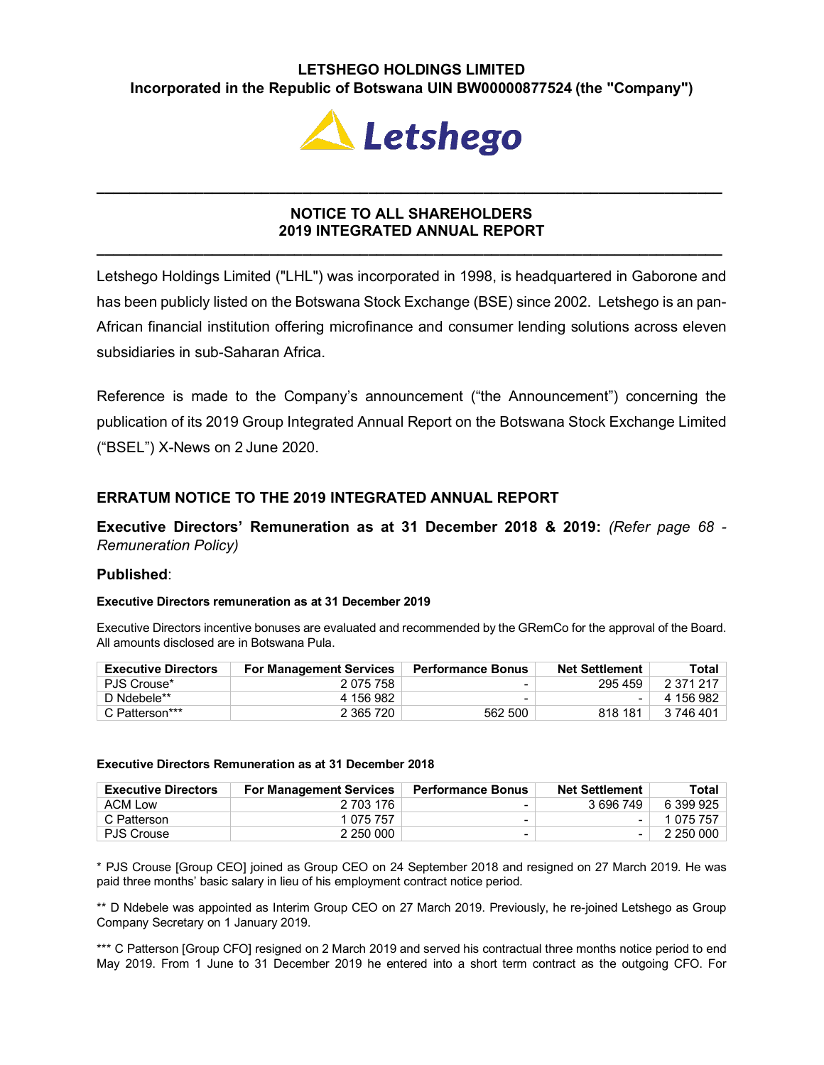**LETSHEGO HOLDINGS LIMITED**
**Incorporated in the Republic of Botswana UIN BW00000877524 (the "Company")**

Letshego

---

## NOTICE TO ALL SHAREHOLDERS
## 2019 INTEGRATED ANNUAL REPORT

---

Letshego Holdings Limited ("LHL") was incorporated in 1998, is headquartered in Gaborone and has been publicly listed on the Botswana Stock Exchange (BSE) since 2002. Letshego is an pan-African financial institution offering microfinance and consumer lending solutions across eleven subsidiaries in sub-Saharan Africa.

Reference is made to the Company's announcement ("the Announcement") concerning the publication of its 2019 Group Integrated Annual Report on the Botswana Stock Exchange Limited ("BSEL") X-News on 2 June 2020.

### ERRATUM NOTICE TO THE 2019 INTEGRATED ANNUAL REPORT

**Executive Directors' Remuneration as at 31 December 2018 & 2019:** *(Refer page 68 - Remuneration Policy)*

### Published:

**Executive Directors remuneration as at 31 December 2019**

Executive Directors incentive bonuses are evaluated and recommended by the GRemCo for the approval of the Board. All amounts disclosed are in Botswana Pula.

| Executive Directors | For Management Services | Performance Bonus | Net Settlement | Total |
|---|---|---|---|---|
| PJS Crouse* | 2 075 758 | - | 295 459 | 2 371 217 |
| D Ndebele** | 4 156 982 | - | - | 4 156 982 |
| C Patterson*** | 2 365 720 | 562 500 | 818 181 | 3 746 401 |

**Executive Directors Remuneration as at 31 December 2018**

| Executive Directors | For Management Services | Performance Bonus | Net Settlement | Total |
|---|---|---|---|---|
| ACM Low | 2 703 176 | - | 3 696 749 | 6 399 925 |
| C Patterson | 1 075 757 | - | - | 1 075 757 |
| PJS Crouse | 2 250 000 | - | - | 2 250 000 |

* PJS Crouse [Group CEO] joined as Group CEO on 24 September 2018 and resigned on 27 March 2019. He was paid three months' basic salary in lieu of his employment contract notice period.

** D Ndebele was appointed as Interim Group CEO on 27 March 2019. Previously, he re-joined Letshego as Group Company Secretary on 1 January 2019.

*** C Patterson [Group CFO] resigned on 2 March 2019 and served his contractual three months notice period to end May 2019. From 1 June to 31 December 2019 he entered into a short term contract as the outgoing CFO. For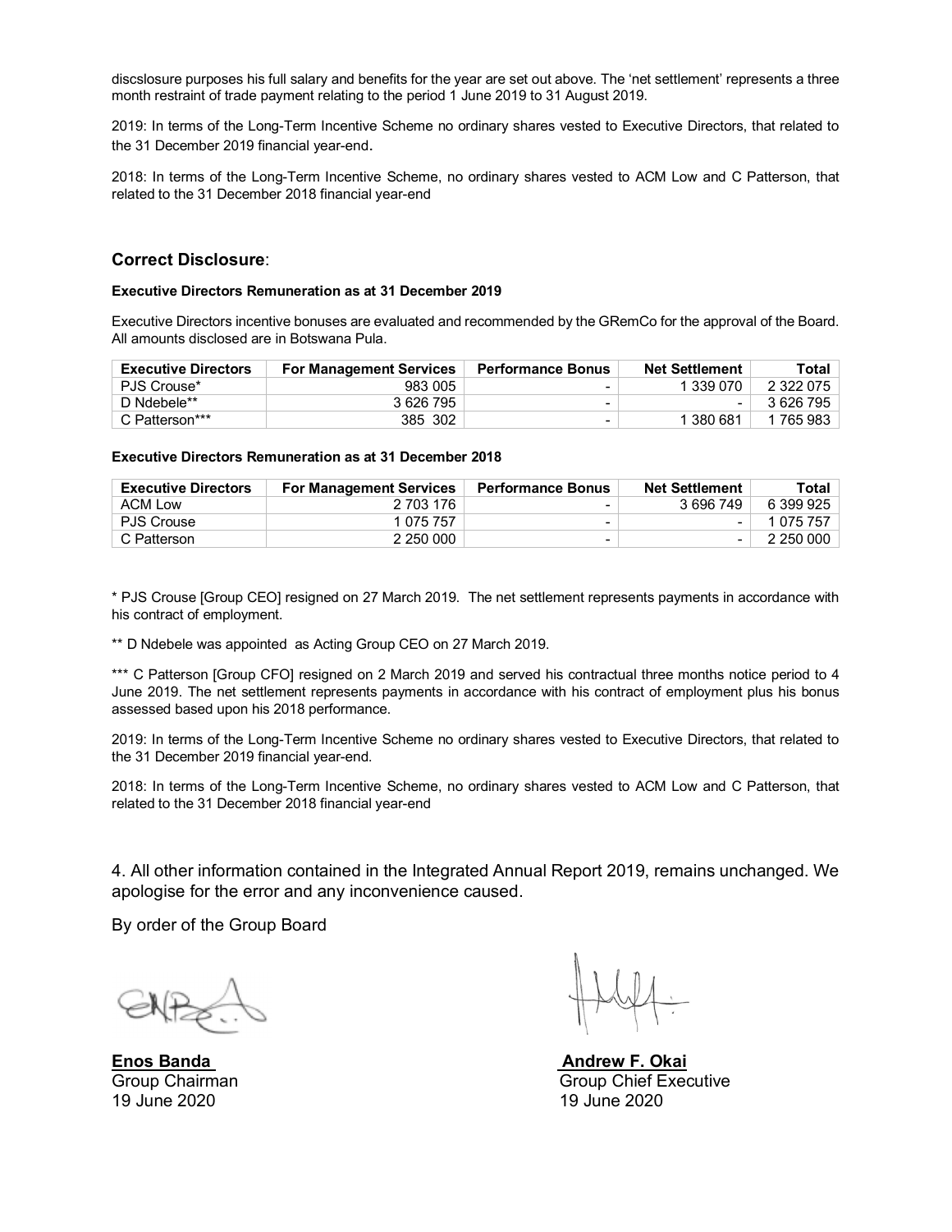discslosure purposes his full salary and benefits for the year are set out above. The 'net settlement' represents a three month restraint of trade payment relating to the period 1 June 2019 to 31 August 2019.

2019: In terms of the Long-Term Incentive Scheme no ordinary shares vested to Executive Directors, that related to the 31 December 2019 financial year-end.

2018: In terms of the Long-Term Incentive Scheme, no ordinary shares vested to ACM Low and C Patterson, that related to the 31 December 2018 financial year-end

## Correct Disclosure:

**Executive Directors Remuneration as at 31 December 2019**

Executive Directors incentive bonuses are evaluated and recommended by the GRemCo for the approval of the Board. All amounts disclosed are in Botswana Pula.

| Executive Directors | For Management Services | Performance Bonus | Net Settlement | Total |
|---|---|---|---|---|
| PJS Crouse* | 983 005 | - | 1 339 070 | 2 322 075 |
| D Ndebele** | 3 626 795 | - | - | 3 626 795 |
| C Patterson*** | 385 302 | - | 1 380 681 | 1 765 983 |

**Executive Directors Remuneration as at 31 December 2018**

| Executive Directors | For Management Services | Performance Bonus | Net Settlement | Total |
|---|---|---|---|---|
| ACM Low | 2 703 176 | - | 3 696 749 | 6 399 925 |
| PJS Crouse | 1 075 757 | - | - | 1 075 757 |
| C Patterson | 2 250 000 | - | - | 2 250 000 |

* PJS Crouse [Group CEO] resigned on 27 March 2019. The net settlement represents payments in accordance with his contract of employment.

** D Ndebele was appointed as Acting Group CEO on 27 March 2019.

*** C Patterson [Group CFO] resigned on 2 March 2019 and served his contractual three months notice period to 4 June 2019. The net settlement represents payments in accordance with his contract of employment plus his bonus assessed based upon his 2018 performance.

2019: In terms of the Long-Term Incentive Scheme no ordinary shares vested to Executive Directors, that related to the 31 December 2019 financial year-end.

2018: In terms of the Long-Term Incentive Scheme, no ordinary shares vested to ACM Low and C Patterson, that related to the 31 December 2018 financial year-end

4. All other information contained in the Integrated Annual Report 2019, remains unchanged. We apologise for the error and any inconvenience caused.

By order of the Group Board

**Enos Banda**
Group Chairman
19 June 2020

**Andrew F. Okai**
Group Chief Executive
19 June 2020